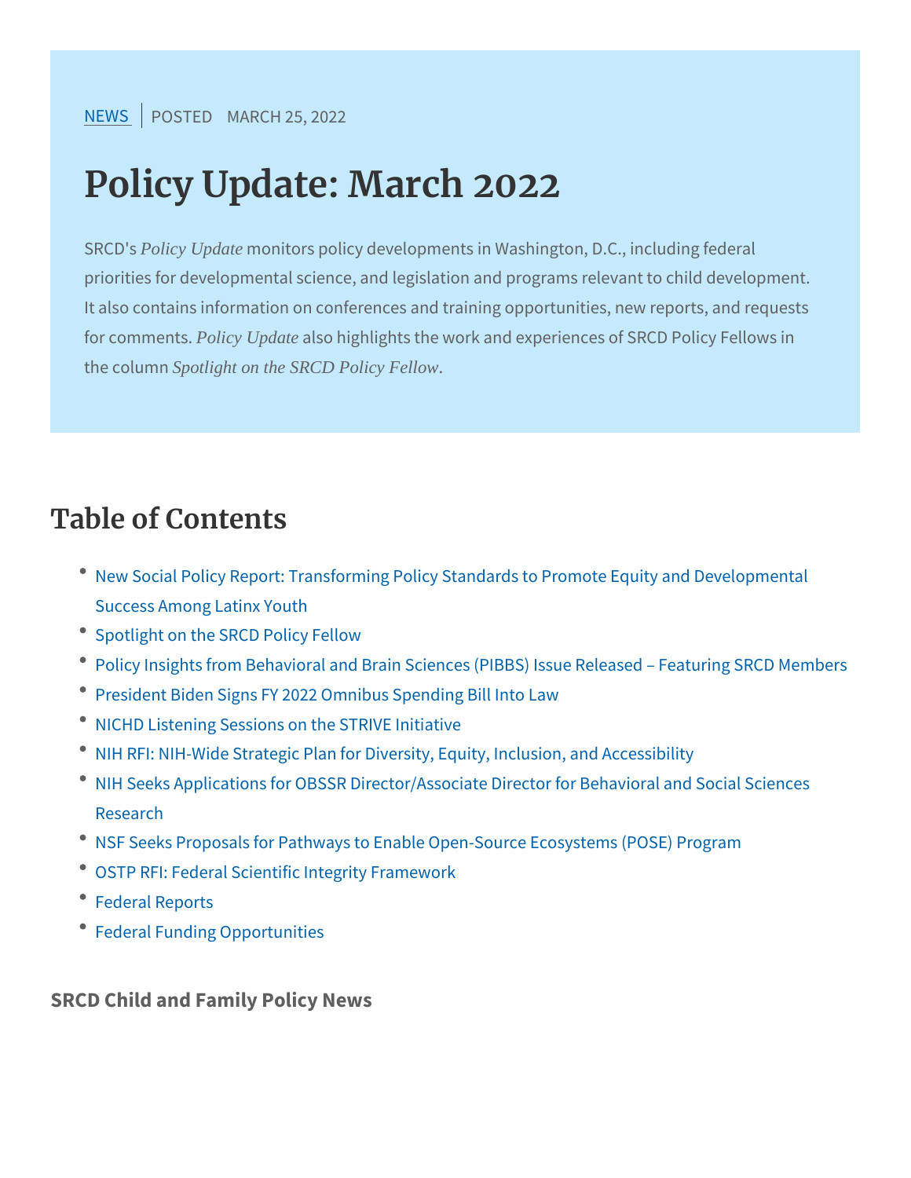NEWS | POSTED MARCH 25, 2022

# Policy Update: March 2022

SRCD's *Policy Update* monitors policy developments in Washington, D.C., including federal priorities for developmental science, and legislation and programs relevant to child development. It also contains information on conferences and training opportunities, new reports, and requests for comments. *Policy Update* also highlights the work and experiences of SRCD Policy Fellows in the column *Spotlight on the SRCD Policy Fellow*.

## Table of Contents

- New Social Policy Report: Transforming Policy Standards to Promote Equity and Developmental Success Among Latinx Youth
- Spotlight on the SRCD Policy Fellow
- Policy Insights from Behavioral and Brain Sciences (PIBBS) Issue Released – Featuring SRCD Members
- President Biden Signs FY 2022 Omnibus Spending Bill Into Law
- NICHD Listening Sessions on the STRIVE Initiative
- NIH RFI: NIH-Wide Strategic Plan for Diversity, Equity, Inclusion, and Accessibility
- NIH Seeks Applications for OBSSR Director/Associate Director for Behavioral and Social Sciences Research
- NSF Seeks Proposals for Pathways to Enable Open-Source Ecosystems (POSE) Program
- OSTP RFI: Federal Scientific Integrity Framework
- Federal Reports
- Federal Funding Opportunities

**SRCD Child and Family Policy News**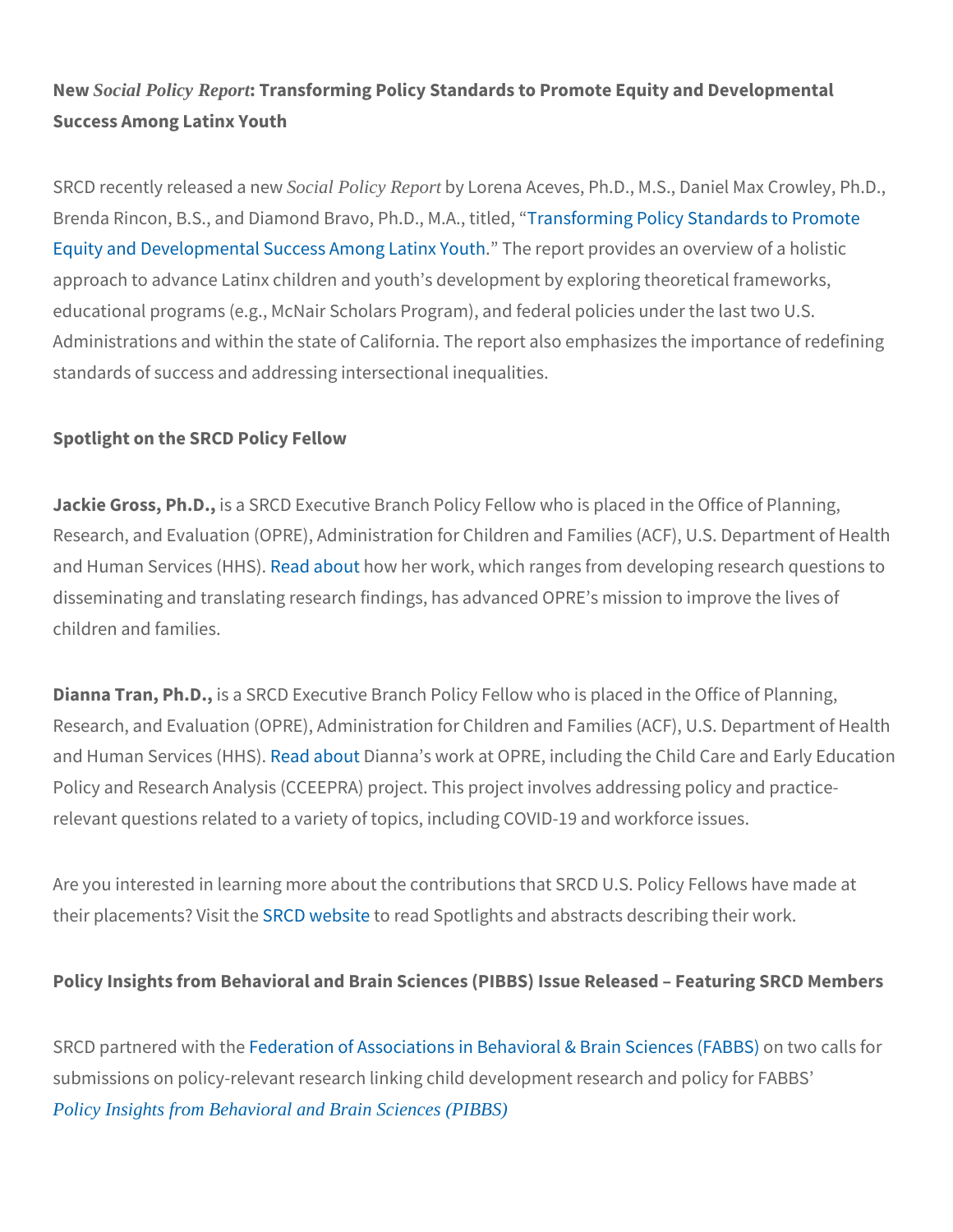**New *Social Policy Report*: Transforming Policy Standards to Promote Equity and Developmental Success Among Latinx Youth**

SRCD recently released a new *Social Policy Report* by Lorena Aceves, Ph.D., M.S., Daniel Max Crowley, Ph.D., Brenda Rincon, B.S., and Diamond Bravo, Ph.D., M.A., titled, "Transforming Policy Standards to Promote Equity and Developmental Success Among Latinx Youth." The report provides an overview of a holistic approach to advance Latinx children and youth's development by exploring theoretical frameworks, educational programs (e.g., McNair Scholars Program), and federal policies under the last two U.S. Administrations and within the state of California. The report also emphasizes the importance of redefining standards of success and addressing intersectional inequalities.

**Spotlight on the SRCD Policy Fellow**

**Jackie Gross, Ph.D.,** is a SRCD Executive Branch Policy Fellow who is placed in the Office of Planning, Research, and Evaluation (OPRE), Administration for Children and Families (ACF), U.S. Department of Health and Human Services (HHS). Read about how her work, which ranges from developing research questions to disseminating and translating research findings, has advanced OPRE's mission to improve the lives of children and families.

**Dianna Tran, Ph.D.,** is a SRCD Executive Branch Policy Fellow who is placed in the Office of Planning, Research, and Evaluation (OPRE), Administration for Children and Families (ACF), U.S. Department of Health and Human Services (HHS). Read about Dianna's work at OPRE, including the Child Care and Early Education Policy and Research Analysis (CCEEPRA) project. This project involves addressing policy and practice-relevant questions related to a variety of topics, including COVID-19 and workforce issues.

Are you interested in learning more about the contributions that SRCD U.S. Policy Fellows have made at their placements? Visit the SRCD website to read Spotlights and abstracts describing their work.

**Policy Insights from Behavioral and Brain Sciences (PIBBS) Issue Released – Featuring SRCD Members**

SRCD partnered with the Federation of Associations in Behavioral & Brain Sciences (FABBS) on two calls for submissions on policy-relevant research linking child development research and policy for FABBS' *Policy Insights from Behavioral and Brain Sciences (PIBBS)*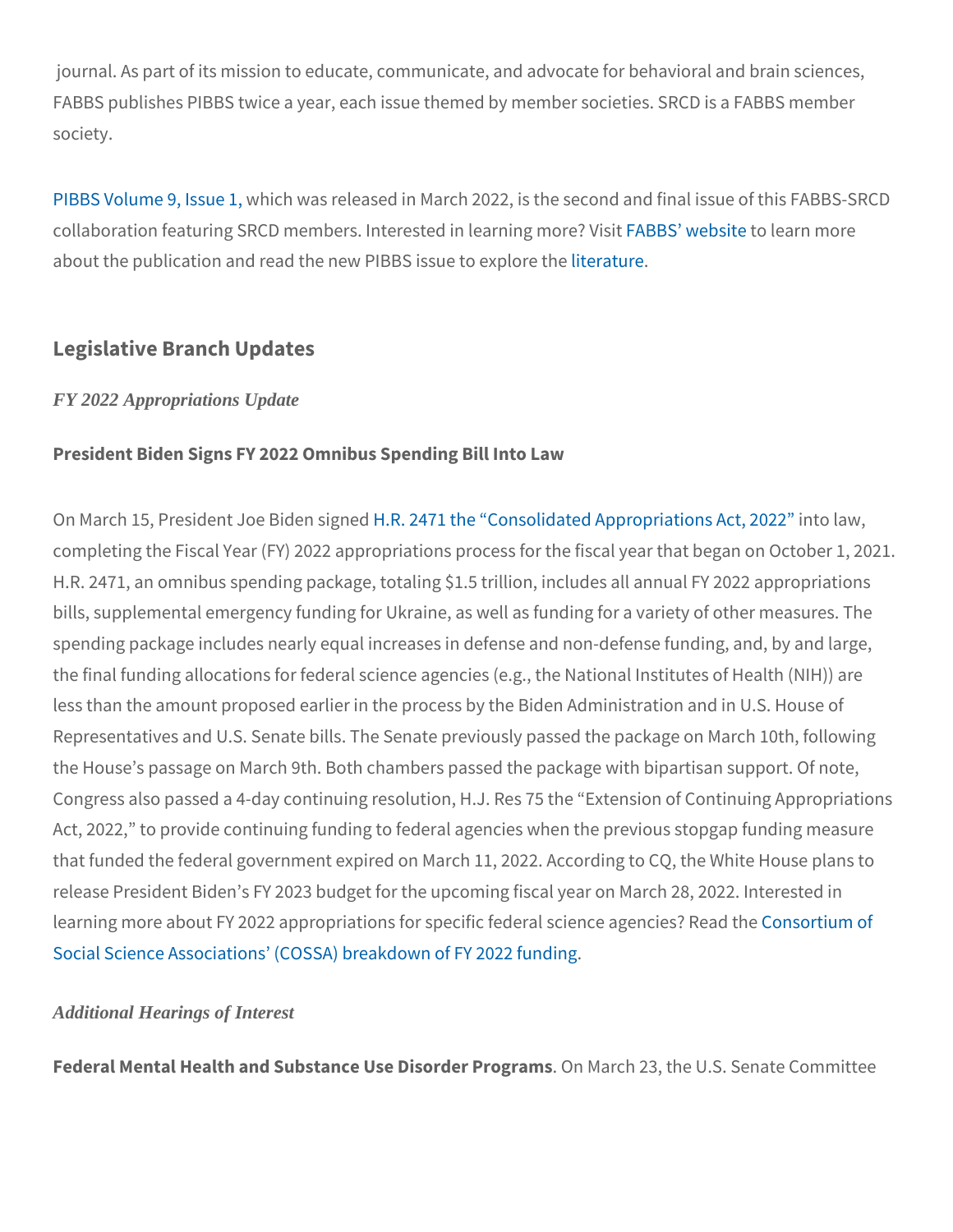journal. As part of its mission to educate, communicate, and advocate for behavioral and brain sciences, FABBS publishes PIBBS twice a year, each issue themed by member societies. SRCD is a FABBS member society.

PIBBS Volume 9, Issue 1, which was released in March 2022, is the second and final issue of this FABBS-SRCD collaboration featuring SRCD members. Interested in learning more? Visit FABBS' website to learn more about the publication and read the new PIBBS issue to explore the literature.

## Legislative Branch Updates

### *FY 2022 Appropriations Update*

**President Biden Signs FY 2022 Omnibus Spending Bill Into Law**

On March 15, President Joe Biden signed H.R. 2471 the "Consolidated Appropriations Act, 2022" into law, completing the Fiscal Year (FY) 2022 appropriations process for the fiscal year that began on October 1, 2021. H.R. 2471, an omnibus spending package, totaling $1.5 trillion, includes all annual FY 2022 appropriations bills, supplemental emergency funding for Ukraine, as well as funding for a variety of other measures. The spending package includes nearly equal increases in defense and non-defense funding, and, by and large, the final funding allocations for federal science agencies (e.g., the National Institutes of Health (NIH)) are less than the amount proposed earlier in the process by the Biden Administration and in U.S. House of Representatives and U.S. Senate bills. The Senate previously passed the package on March 10th, following the House's passage on March 9th. Both chambers passed the package with bipartisan support. Of note, Congress also passed a 4-day continuing resolution, H.J. Res 75 the "Extension of Continuing Appropriations Act, 2022," to provide continuing funding to federal agencies when the previous stopgap funding measure that funded the federal government expired on March 11, 2022. According to CQ, the White House plans to release President Biden's FY 2023 budget for the upcoming fiscal year on March 28, 2022. Interested in learning more about FY 2022 appropriations for specific federal science agencies? Read the Consortium of Social Science Associations' (COSSA) breakdown of FY 2022 funding.

### *Additional Hearings of Interest*

**Federal Mental Health and Substance Use Disorder Programs**. On March 23, the U.S. Senate Committee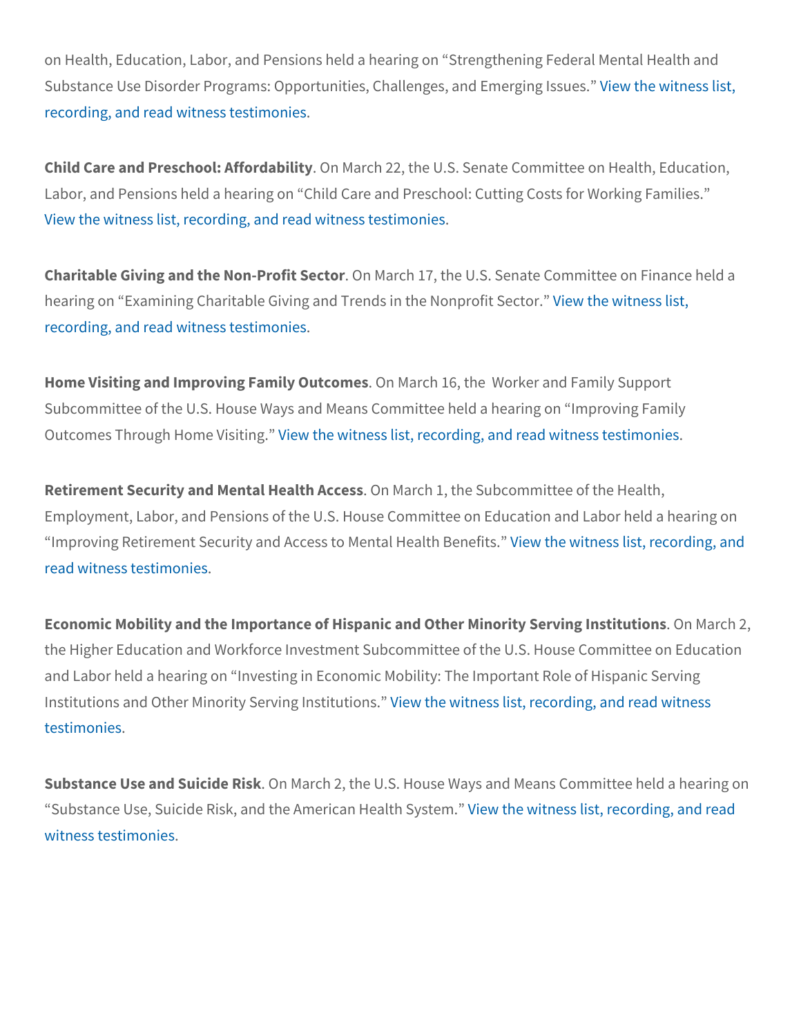on Health, Education, Labor, and Pensions held a hearing on "Strengthening Federal Mental Health and Substance Use Disorder Programs: Opportunities, Challenges, and Emerging Issues." View the witness list, recording, and read witness testimonies.

**Child Care and Preschool: Affordability**. On March 22, the U.S. Senate Committee on Health, Education, Labor, and Pensions held a hearing on "Child Care and Preschool: Cutting Costs for Working Families." View the witness list, recording, and read witness testimonies.

**Charitable Giving and the Non-Profit Sector**. On March 17, the U.S. Senate Committee on Finance held a hearing on "Examining Charitable Giving and Trends in the Nonprofit Sector." View the witness list, recording, and read witness testimonies.

**Home Visiting and Improving Family Outcomes**. On March 16, the Worker and Family Support Subcommittee of the U.S. House Ways and Means Committee held a hearing on "Improving Family Outcomes Through Home Visiting." View the witness list, recording, and read witness testimonies.

**Retirement Security and Mental Health Access**. On March 1, the Subcommittee of the Health, Employment, Labor, and Pensions of the U.S. House Committee on Education and Labor held a hearing on "Improving Retirement Security and Access to Mental Health Benefits." View the witness list, recording, and read witness testimonies.

**Economic Mobility and the Importance of Hispanic and Other Minority Serving Institutions**. On March 2, the Higher Education and Workforce Investment Subcommittee of the U.S. House Committee on Education and Labor held a hearing on "Investing in Economic Mobility: The Important Role of Hispanic Serving Institutions and Other Minority Serving Institutions." View the witness list, recording, and read witness testimonies.

**Substance Use and Suicide Risk**. On March 2, the U.S. House Ways and Means Committee held a hearing on "Substance Use, Suicide Risk, and the American Health System." View the witness list, recording, and read witness testimonies.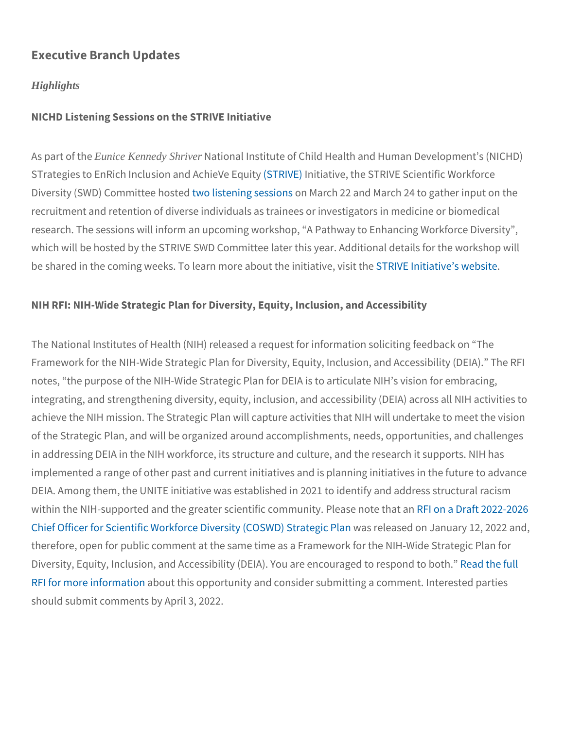## Executive Branch Updates

*Highlights*

**NICHD Listening Sessions on the STRIVE Initiative**

As part of the *Eunice Kennedy Shriver* National Institute of Child Health and Human Development's (NICHD) STrategies to EnRich Inclusion and AchieVe Equity (STRIVE) Initiative, the STRIVE Scientific Workforce Diversity (SWD) Committee hosted two listening sessions on March 22 and March 24 to gather input on the recruitment and retention of diverse individuals as trainees or investigators in medicine or biomedical research. The sessions will inform an upcoming workshop, "A Pathway to Enhancing Workforce Diversity", which will be hosted by the STRIVE SWD Committee later this year. Additional details for the workshop will be shared in the coming weeks. To learn more about the initiative, visit the STRIVE Initiative's website.

**NIH RFI: NIH-Wide Strategic Plan for Diversity, Equity, Inclusion, and Accessibility**

The National Institutes of Health (NIH) released a request for information soliciting feedback on "The Framework for the NIH-Wide Strategic Plan for Diversity, Equity, Inclusion, and Accessibility (DEIA)." The RFI notes, "the purpose of the NIH-Wide Strategic Plan for DEIA is to articulate NIH's vision for embracing, integrating, and strengthening diversity, equity, inclusion, and accessibility (DEIA) across all NIH activities to achieve the NIH mission. The Strategic Plan will capture activities that NIH will undertake to meet the vision of the Strategic Plan, and will be organized around accomplishments, needs, opportunities, and challenges in addressing DEIA in the NIH workforce, its structure and culture, and the research it supports. NIH has implemented a range of other past and current initiatives and is planning initiatives in the future to advance DEIA. Among them, the UNITE initiative was established in 2021 to identify and address structural racism within the NIH-supported and the greater scientific community. Please note that an RFI on a Draft 2022-2026 Chief Officer for Scientific Workforce Diversity (COSWD) Strategic Plan was released on January 12, 2022 and, therefore, open for public comment at the same time as a Framework for the NIH-Wide Strategic Plan for Diversity, Equity, Inclusion, and Accessibility (DEIA). You are encouraged to respond to both." Read the full RFI for more information about this opportunity and consider submitting a comment. Interested parties should submit comments by April 3, 2022.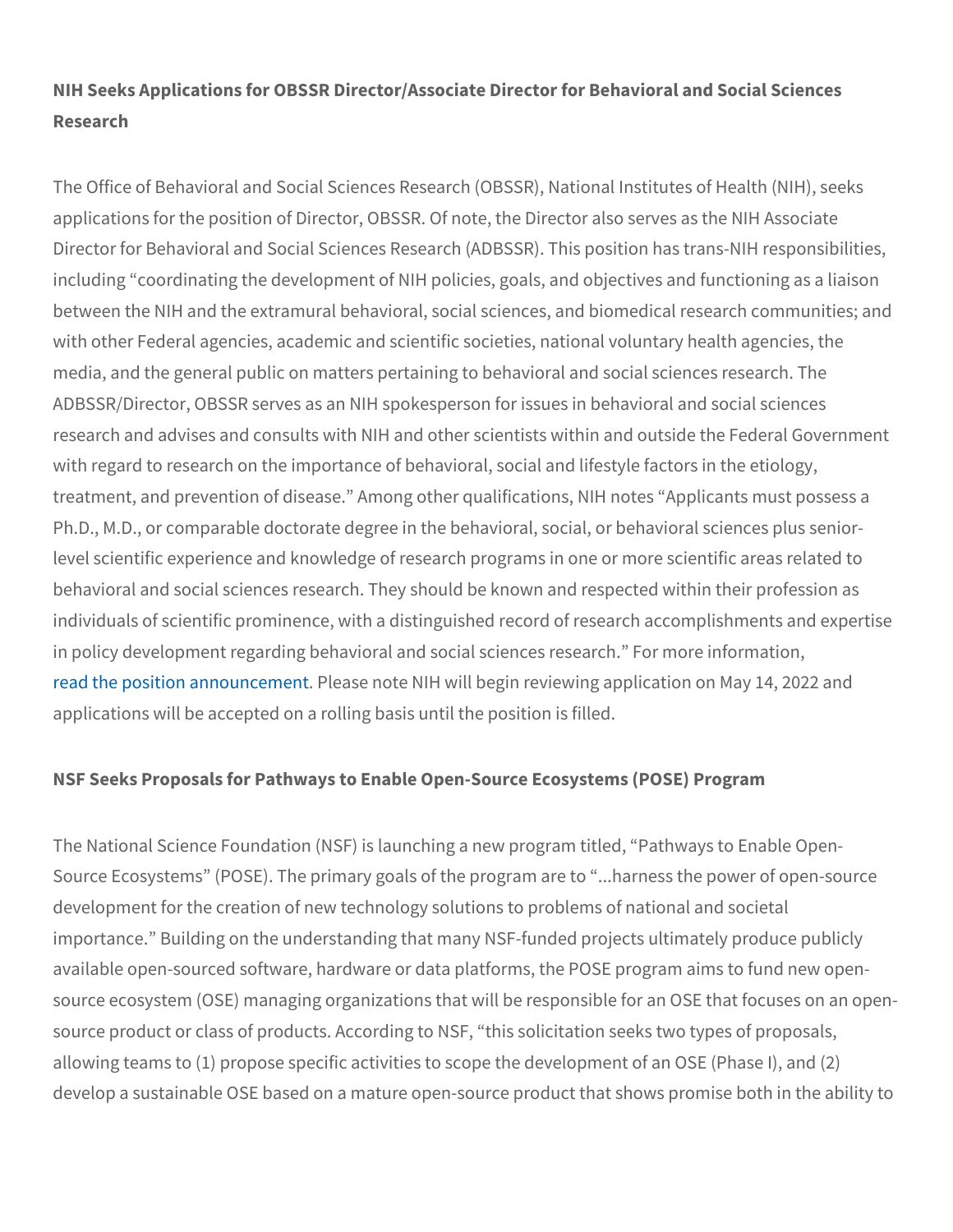**NIH Seeks Applications for OBSSR Director/Associate Director for Behavioral and Social Sciences Research**

The Office of Behavioral and Social Sciences Research (OBSSR), National Institutes of Health (NIH), seeks applications for the position of Director, OBSSR. Of note, the Director also serves as the NIH Associate Director for Behavioral and Social Sciences Research (ADBSSR). This position has trans-NIH responsibilities, including "coordinating the development of NIH policies, goals, and objectives and functioning as a liaison between the NIH and the extramural behavioral, social sciences, and biomedical research communities; and with other Federal agencies, academic and scientific societies, national voluntary health agencies, the media, and the general public on matters pertaining to behavioral and social sciences research. The ADBSSR/Director, OBSSR serves as an NIH spokesperson for issues in behavioral and social sciences research and advises and consults with NIH and other scientists within and outside the Federal Government with regard to research on the importance of behavioral, social and lifestyle factors in the etiology, treatment, and prevention of disease." Among other qualifications, NIH notes "Applicants must possess a Ph.D., M.D., or comparable doctorate degree in the behavioral, social, or behavioral sciences plus senior-level scientific experience and knowledge of research programs in one or more scientific areas related to behavioral and social sciences research. They should be known and respected within their profession as individuals of scientific prominence, with a distinguished record of research accomplishments and expertise in policy development regarding behavioral and social sciences research." For more information, read the position announcement. Please note NIH will begin reviewing application on May 14, 2022 and applications will be accepted on a rolling basis until the position is filled.

**NSF Seeks Proposals for Pathways to Enable Open-Source Ecosystems (POSE) Program**

The National Science Foundation (NSF) is launching a new program titled, "Pathways to Enable Open-Source Ecosystems" (POSE). The primary goals of the program are to "...harness the power of open-source development for the creation of new technology solutions to problems of national and societal importance." Building on the understanding that many NSF-funded projects ultimately produce publicly available open-sourced software, hardware or data platforms, the POSE program aims to fund new open-source ecosystem (OSE) managing organizations that will be responsible for an OSE that focuses on an open-source product or class of products. According to NSF, "this solicitation seeks two types of proposals, allowing teams to (1) propose specific activities to scope the development of an OSE (Phase I), and (2) develop a sustainable OSE based on a mature open-source product that shows promise both in the ability to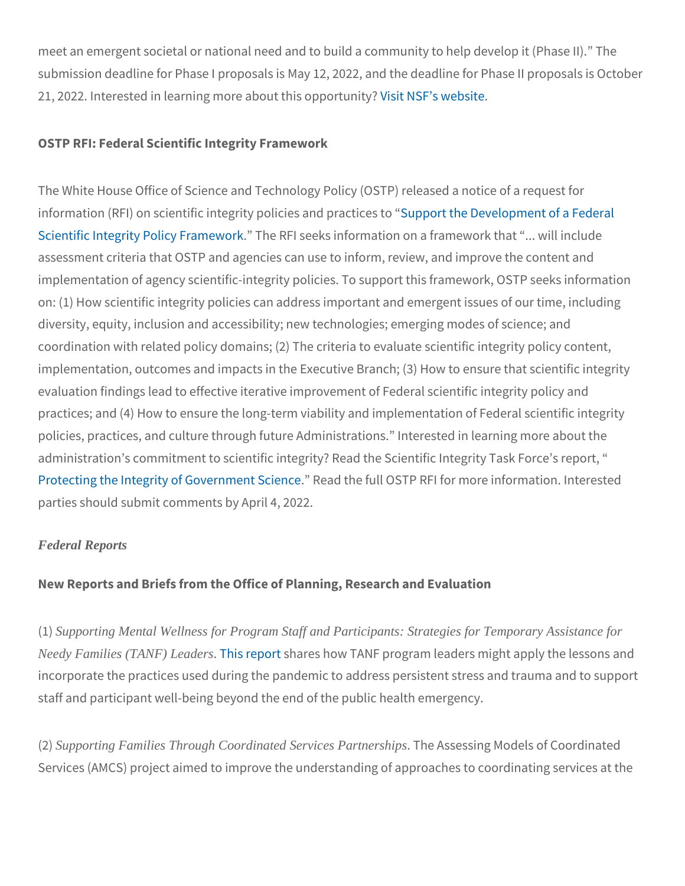meet an emergent societal or national need and to build a community to help develop it (Phase II)." The submission deadline for Phase I proposals is May 12, 2022, and the deadline for Phase II proposals is October 21, 2022. Interested in learning more about this opportunity? Visit NSF's website.

**OSTP RFI: Federal Scientific Integrity Framework**

The White House Office of Science and Technology Policy (OSTP) released a notice of a request for information (RFI) on scientific integrity policies and practices to "Support the Development of a Federal Scientific Integrity Policy Framework." The RFI seeks information on a framework that "... will include assessment criteria that OSTP and agencies can use to inform, review, and improve the content and implementation of agency scientific-integrity policies. To support this framework, OSTP seeks information on: (1) How scientific integrity policies can address important and emergent issues of our time, including diversity, equity, inclusion and accessibility; new technologies; emerging modes of science; and coordination with related policy domains; (2) The criteria to evaluate scientific integrity policy content, implementation, outcomes and impacts in the Executive Branch; (3) How to ensure that scientific integrity evaluation findings lead to effective iterative improvement of Federal scientific integrity policy and practices; and (4) How to ensure the long-term viability and implementation of Federal scientific integrity policies, practices, and culture through future Administrations." Interested in learning more about the administration's commitment to scientific integrity? Read the Scientific Integrity Task Force's report, "Protecting the Integrity of Government Science." Read the full OSTP RFI for more information. Interested parties should submit comments by April 4, 2022.

*Federal Reports*

**New Reports and Briefs from the Office of Planning, Research and Evaluation**

(1) *Supporting Mental Wellness for Program Staff and Participants: Strategies for Temporary Assistance for Needy Families (TANF) Leaders.* This report shares how TANF program leaders might apply the lessons and incorporate the practices used during the pandemic to address persistent stress and trauma and to support staff and participant well-being beyond the end of the public health emergency.

(2) *Supporting Families Through Coordinated Services Partnerships.* The Assessing Models of Coordinated Services (AMCS) project aimed to improve the understanding of approaches to coordinating services at the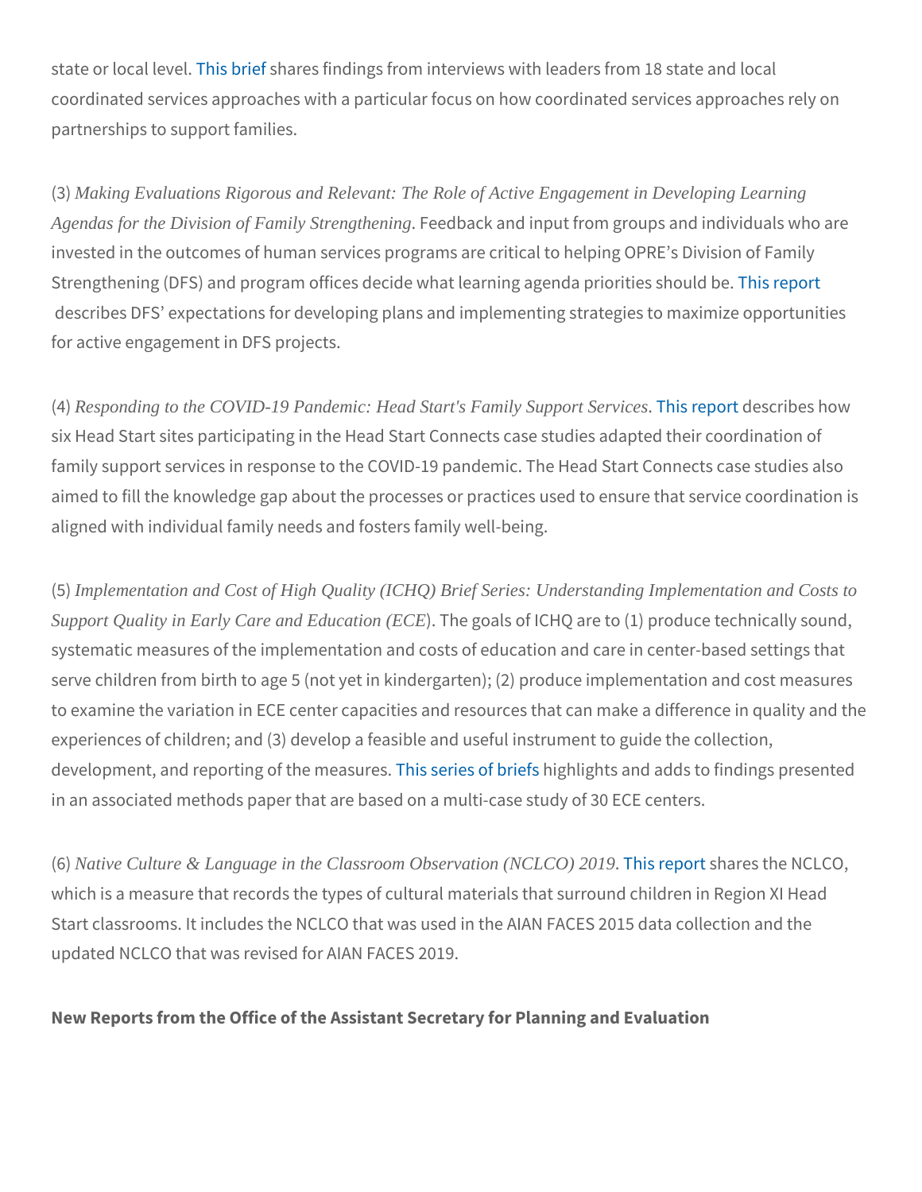state or local level. This brief shares findings from interviews with leaders from 18 state and local coordinated services approaches with a particular focus on how coordinated services approaches rely on partnerships to support families.

(3) *Making Evaluations Rigorous and Relevant: The Role of Active Engagement in Developing Learning Agendas for the Division of Family Strengthening*. Feedback and input from groups and individuals who are invested in the outcomes of human services programs are critical to helping OPRE's Division of Family Strengthening (DFS) and program offices decide what learning agenda priorities should be. This report describes DFS' expectations for developing plans and implementing strategies to maximize opportunities for active engagement in DFS projects.

(4) *Responding to the COVID-19 Pandemic: Head Start's Family Support Services*. This report describes how six Head Start sites participating in the Head Start Connects case studies adapted their coordination of family support services in response to the COVID-19 pandemic. The Head Start Connects case studies also aimed to fill the knowledge gap about the processes or practices used to ensure that service coordination is aligned with individual family needs and fosters family well-being.

(5) *Implementation and Cost of High Quality (ICHQ) Brief Series: Understanding Implementation and Costs to Support Quality in Early Care and Education (ECE*). The goals of ICHQ are to (1) produce technically sound, systematic measures of the implementation and costs of education and care in center-based settings that serve children from birth to age 5 (not yet in kindergarten); (2) produce implementation and cost measures to examine the variation in ECE center capacities and resources that can make a difference in quality and the experiences of children; and (3) develop a feasible and useful instrument to guide the collection, development, and reporting of the measures. This series of briefs highlights and adds to findings presented in an associated methods paper that are based on a multi-case study of 30 ECE centers.

(6) *Native Culture & Language in the Classroom Observation (NCLCO) 2019*. This report shares the NCLCO, which is a measure that records the types of cultural materials that surround children in Region XI Head Start classrooms. It includes the NCLCO that was used in the AIAN FACES 2015 data collection and the updated NCLCO that was revised for AIAN FACES 2019.

**New Reports from the Office of the Assistant Secretary for Planning and Evaluation**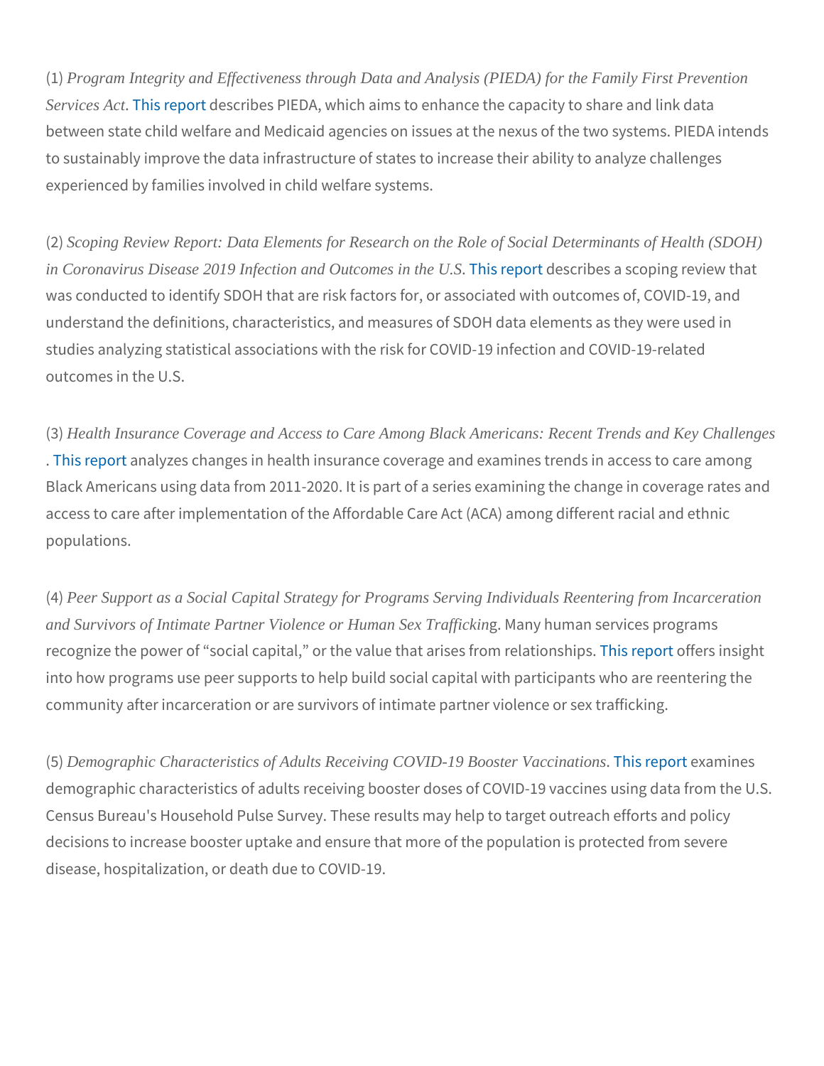(1) *Program Integrity and Effectiveness through Data and Analysis (PIEDA) for the Family First Prevention Services Act*. This report describes PIEDA, which aims to enhance the capacity to share and link data between state child welfare and Medicaid agencies on issues at the nexus of the two systems. PIEDA intends to sustainably improve the data infrastructure of states to increase their ability to analyze challenges experienced by families involved in child welfare systems.

(2) *Scoping Review Report: Data Elements for Research on the Role of Social Determinants of Health (SDOH) in Coronavirus Disease 2019 Infection and Outcomes in the U.S.* This report describes a scoping review that was conducted to identify SDOH that are risk factors for, or associated with outcomes of, COVID-19, and understand the definitions, characteristics, and measures of SDOH data elements as they were used in studies analyzing statistical associations with the risk for COVID-19 infection and COVID-19-related outcomes in the U.S.

(3) *Health Insurance Coverage and Access to Care Among Black Americans: Recent Trends and Key Challenges*. This report analyzes changes in health insurance coverage and examines trends in access to care among Black Americans using data from 2011-2020. It is part of a series examining the change in coverage rates and access to care after implementation of the Affordable Care Act (ACA) among different racial and ethnic populations.

(4) *Peer Support as a Social Capital Strategy for Programs Serving Individuals Reentering from Incarceration and Survivors of Intimate Partner Violence or Human Sex Trafficking*. Many human services programs recognize the power of "social capital," or the value that arises from relationships. This report offers insight into how programs use peer supports to help build social capital with participants who are reentering the community after incarceration or are survivors of intimate partner violence or sex trafficking.

(5) *Demographic Characteristics of Adults Receiving COVID-19 Booster Vaccinations*. This report examines demographic characteristics of adults receiving booster doses of COVID-19 vaccines using data from the U.S. Census Bureau's Household Pulse Survey. These results may help to target outreach efforts and policy decisions to increase booster uptake and ensure that more of the population is protected from severe disease, hospitalization, or death due to COVID-19.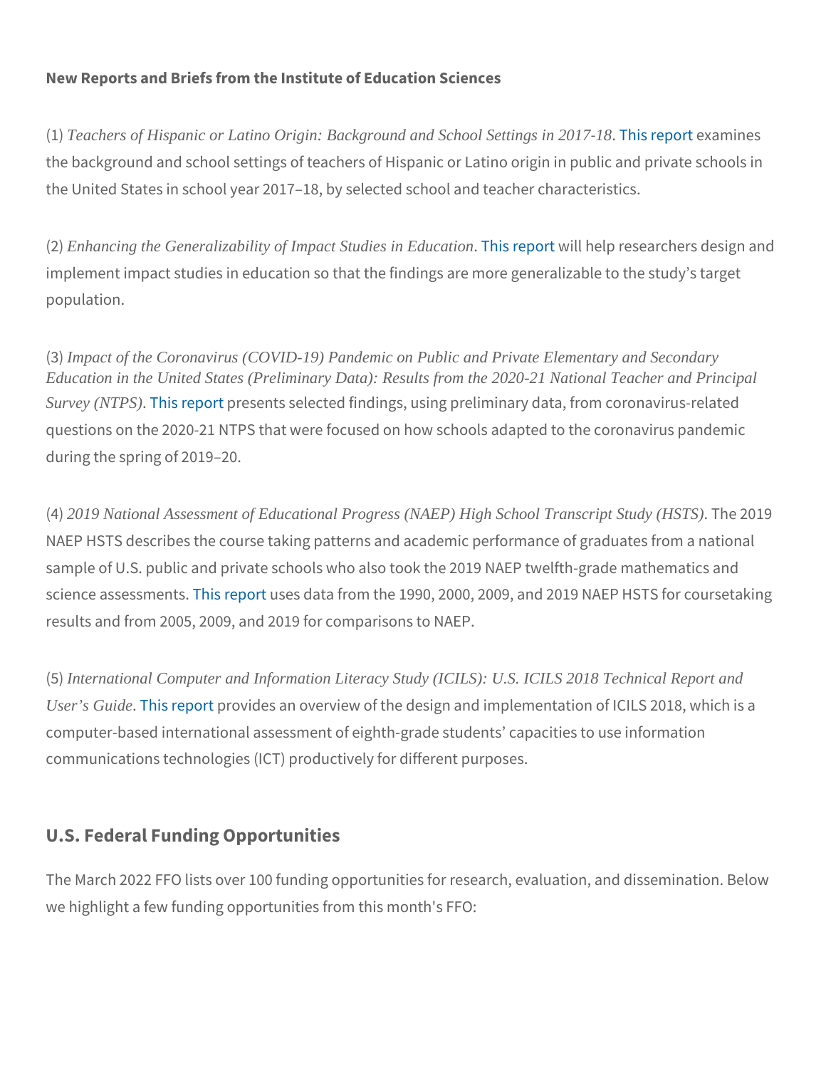**New Reports and Briefs from the Institute of Education Sciences**

(1) *Teachers of Hispanic or Latino Origin: Background and School Settings in 2017-18*. This report examines the background and school settings of teachers of Hispanic or Latino origin in public and private schools in the United States in school year 2017–18, by selected school and teacher characteristics.

(2) *Enhancing the Generalizability of Impact Studies in Education*. This report will help researchers design and implement impact studies in education so that the findings are more generalizable to the study's target population.

(3) *Impact of the Coronavirus (COVID-19) Pandemic on Public and Private Elementary and Secondary Education in the United States (Preliminary Data): Results from the 2020-21 National Teacher and Principal Survey (NTPS)*. This report presents selected findings, using preliminary data, from coronavirus-related questions on the 2020-21 NTPS that were focused on how schools adapted to the coronavirus pandemic during the spring of 2019–20.

(4) *2019 National Assessment of Educational Progress (NAEP) High School Transcript Study (HSTS)*. The 2019 NAEP HSTS describes the course taking patterns and academic performance of graduates from a national sample of U.S. public and private schools who also took the 2019 NAEP twelfth-grade mathematics and science assessments. This report uses data from the 1990, 2000, 2009, and 2019 NAEP HSTS for coursetaking results and from 2005, 2009, and 2019 for comparisons to NAEP.

(5) *International Computer and Information Literacy Study (ICILS): U.S. ICILS 2018 Technical Report and User's Guide*. This report provides an overview of the design and implementation of ICILS 2018, which is a computer-based international assessment of eighth-grade students' capacities to use information communications technologies (ICT) productively for different purposes.

## U.S. Federal Funding Opportunities

The March 2022 FFO lists over 100 funding opportunities for research, evaluation, and dissemination. Below we highlight a few funding opportunities from this month's FFO: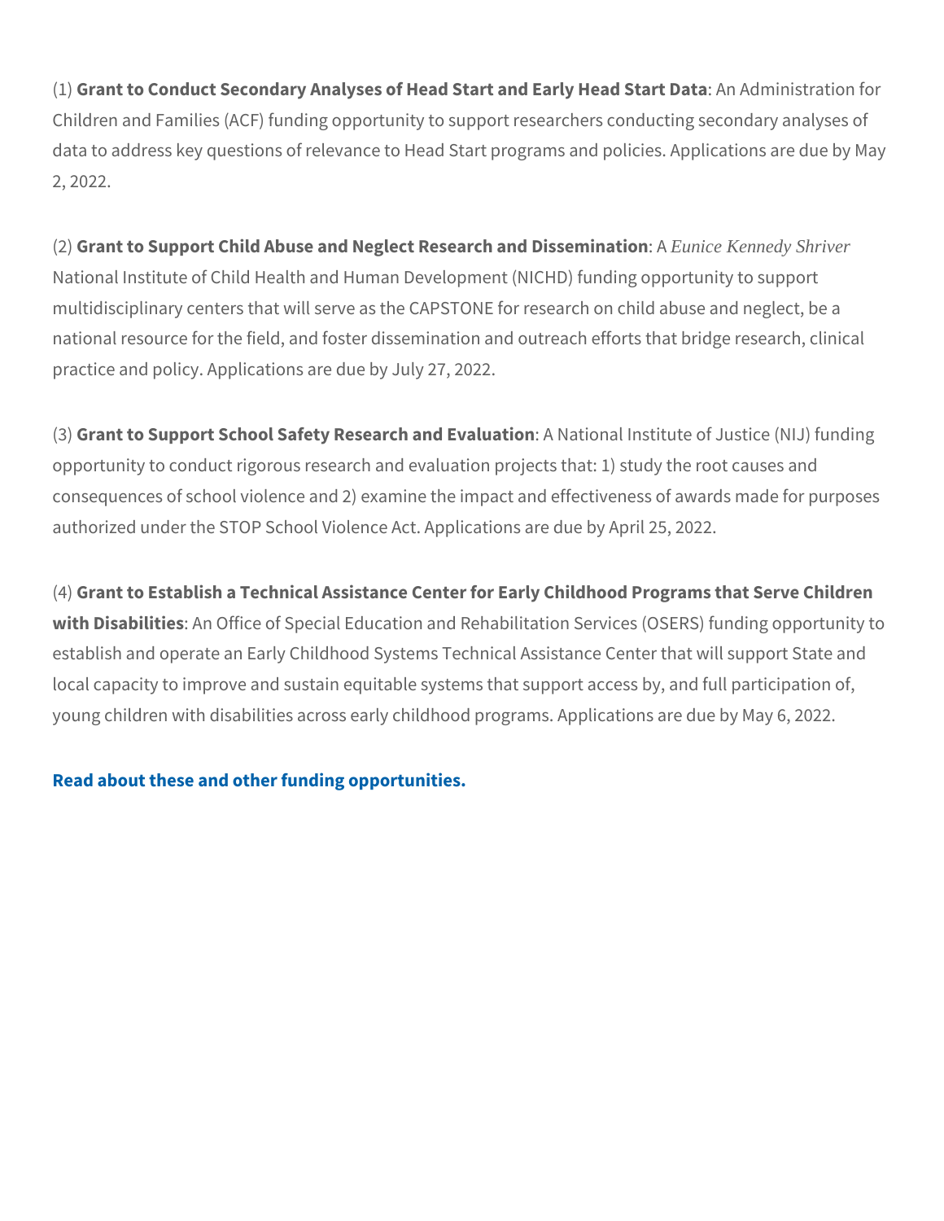(1) **Grant to Conduct Secondary Analyses of Head Start and Early Head Start Data**: An Administration for Children and Families (ACF) funding opportunity to support researchers conducting secondary analyses of data to address key questions of relevance to Head Start programs and policies. Applications are due by May 2, 2022.

(2) **Grant to Support Child Abuse and Neglect Research and Dissemination**: A *Eunice Kennedy Shriver* National Institute of Child Health and Human Development (NICHD) funding opportunity to support multidisciplinary centers that will serve as the CAPSTONE for research on child abuse and neglect, be a national resource for the field, and foster dissemination and outreach efforts that bridge research, clinical practice and policy. Applications are due by July 27, 2022.

(3) **Grant to Support School Safety Research and Evaluation**: A National Institute of Justice (NIJ) funding opportunity to conduct rigorous research and evaluation projects that: 1) study the root causes and consequences of school violence and 2) examine the impact and effectiveness of awards made for purposes authorized under the STOP School Violence Act. Applications are due by April 25, 2022.

(4) **Grant to Establish a Technical Assistance Center for Early Childhood Programs that Serve Children with Disabilities**: An Office of Special Education and Rehabilitation Services (OSERS) funding opportunity to establish and operate an Early Childhood Systems Technical Assistance Center that will support State and local capacity to improve and sustain equitable systems that support access by, and full participation of, young children with disabilities across early childhood programs. Applications are due by May 6, 2022.

**Read about these and other funding opportunities.**